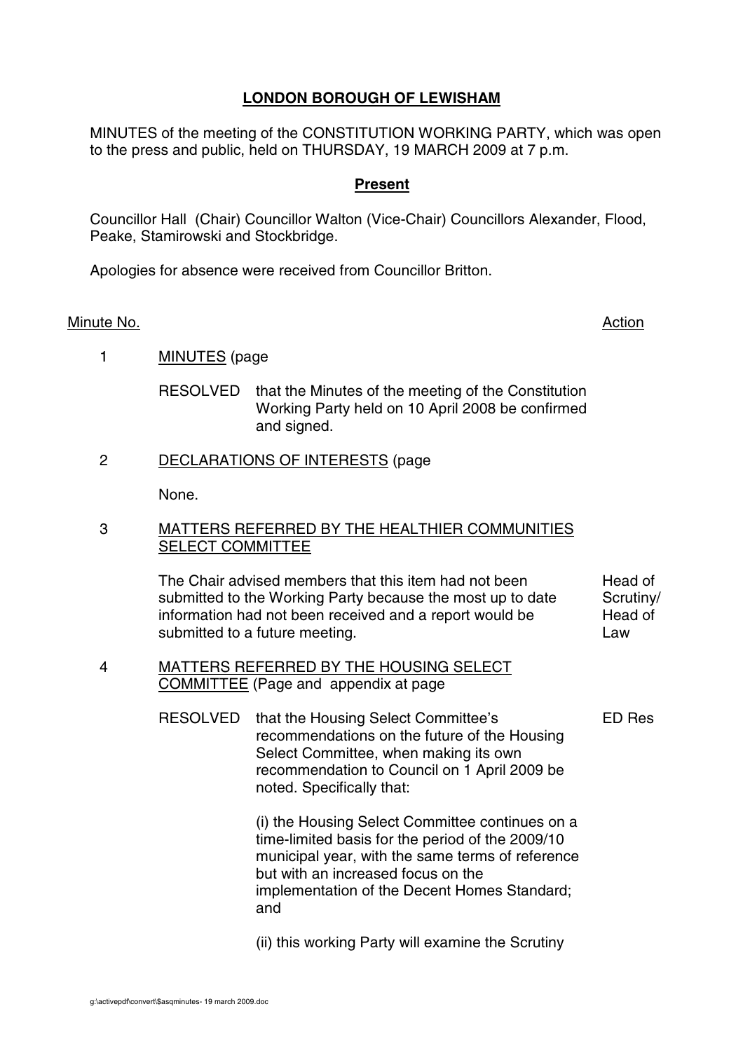# LONDON BOROUGH OF LEWISHAM

MINUTES of the meeting of the CONSTITUTION WORKING PARTY, which was open to the press and public, held on THURSDAY, 19 MARCH 2009 at 7 p.m.

## Present

Councillor Hall (Chair) Councillor Walton (Vice-Chair) Councillors Alexander, Flood, Peake, Stamirowski and Stockbridge.

Apologies for absence were received from Councillor Britton.

| Minute No. | | Action |
|---|---|---|
| 1 | MINUTES (page<br><br>RESOLVED that the Minutes of the meeting of the Constitution Working Party held on 10 April 2008 be confirmed and signed. | |
| 2 | DECLARATIONS OF INTERESTS (page<br><br>None. | |
| 3 | MATTERS REFERRED BY THE HEALTHIER COMMUNITIES SELECT COMMITTEE<br><br>The Chair advised members that this item had not been submitted to the Working Party because the most up to date information had not been received and a report would be submitted to a future meeting. | Head of Scrutiny/ Head of Law |
| 4 | MATTERS REFERRED BY THE HOUSING SELECT COMMITTEE (Page and appendix at page<br><br>RESOLVED that the Housing Select Committee's recommendations on the future of the Housing Select Committee, when making its own recommendation to Council on 1 April 2009 be noted. Specifically that:<br><br>(i) the Housing Select Committee continues on a time-limited basis for the period of the 2009/10 municipal year, with the same terms of reference but with an increased focus on the implementation of the Decent Homes Standard; and<br><br>(ii) this working Party will examine the Scrutiny | ED Res |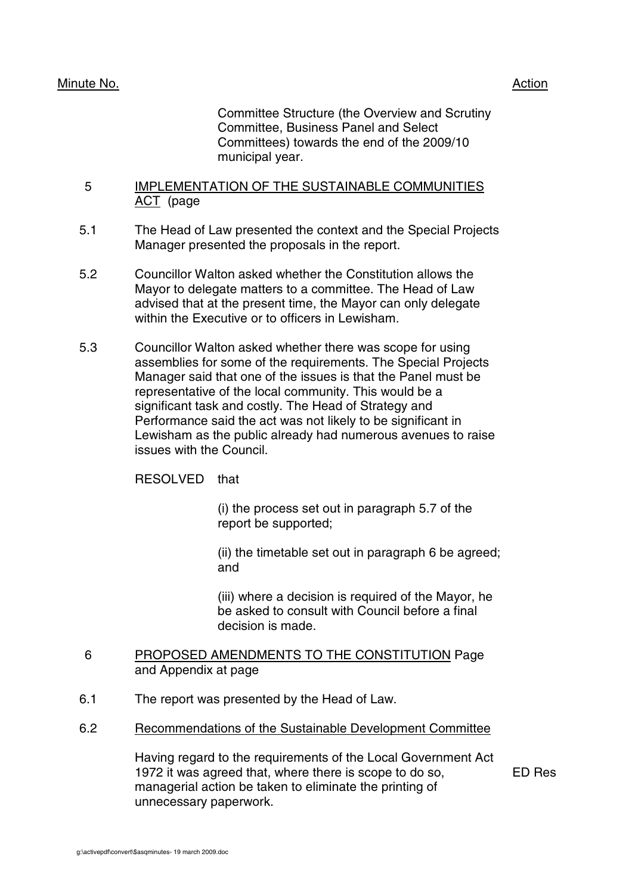| Minute No. | | Action |
|---|---|---|
| | Committee Structure (the Overview and Scrutiny Committee, Business Panel and Select Committees) towards the end of the 2009/10 municipal year. | |
| 5 | <u>IMPLEMENTATION OF THE SUSTAINABLE COMMUNITIES ACT</u> (page | |
| 5.1 | The Head of Law presented the context and the Special Projects Manager presented the proposals in the report. | |
| 5.2 | Councillor Walton asked whether the Constitution allows the Mayor to delegate matters to a committee. The Head of Law advised that at the present time, the Mayor can only delegate within the Executive or to officers in Lewisham. | |
| 5.3 | Councillor Walton asked whether there was scope for using assemblies for some of the requirements. The Special Projects Manager said that one of the issues is that the Panel must be representative of the local community. This would be a significant task and costly. The Head of Strategy and Performance said the act was not likely to be significant in Lewisham as the public already had numerous avenues to raise issues with the Council. | |
| | RESOLVED that<br><br>(i) the process set out in paragraph 5.7 of the report be supported;<br><br>(ii) the timetable set out in paragraph 6 be agreed; and<br><br>(iii) where a decision is required of the Mayor, he be asked to consult with Council before a final decision is made. | |
| 6 | <u>PROPOSED AMENDMENTS TO THE CONSTITUTION</u> Page and Appendix at page | |
| 6.1 | The report was presented by the Head of Law. | |
| 6.2 | <u>Recommendations of the Sustainable Development Committee</u><br><br>Having regard to the requirements of the Local Government Act 1972 it was agreed that, where there is scope to do so, managerial action be taken to eliminate the printing of unnecessary paperwork. | ED Res |

g:\activepdf\convert\$asqminutes- 19 march 2009.doc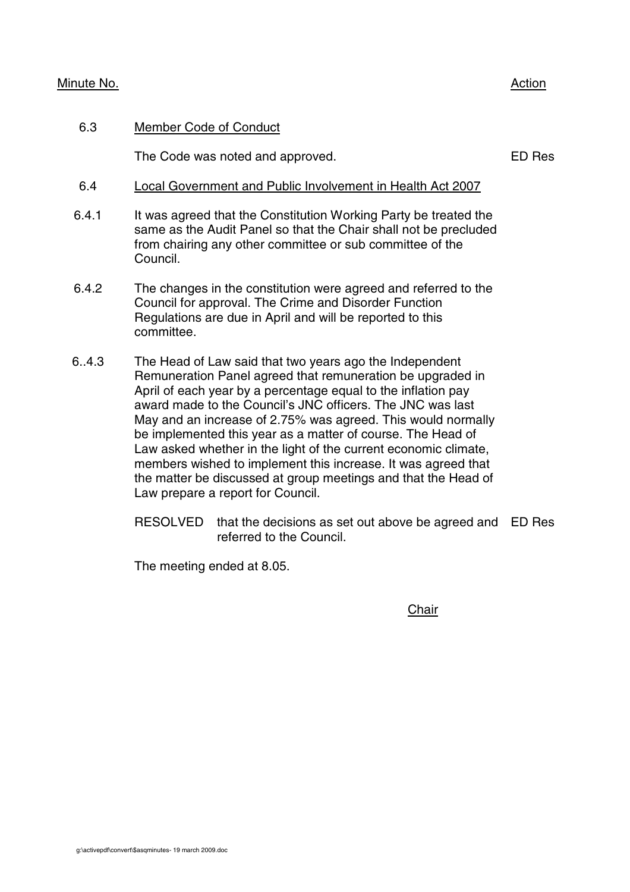| Minute No. | | Action |
|---|---|---|
| 6.3 | Member Code of Conduct | |
| | The Code was noted and approved. | ED Res |
| 6.4 | Local Government and Public Involvement in Health Act 2007 | |
| 6.4.1 | It was agreed that the Constitution Working Party be treated the same as the Audit Panel so that the Chair shall not be precluded from chairing any other committee or sub committee of the Council. | |
| 6.4.2 | The changes in the constitution were agreed and referred to the Council for approval. The Crime and Disorder Function Regulations are due in April and will be reported to this committee. | |
| 6..4.3 | The Head of Law said that two years ago the Independent Remuneration Panel agreed that remuneration be upgraded in April of each year by a percentage equal to the inflation pay award made to the Council's JNC officers. The JNC was last May and an increase of 2.75% was agreed. This would normally be implemented this year as a matter of course. The Head of Law asked whether in the light of the current economic climate, members wished to implement this increase. It was agreed that the matter be discussed at group meetings and that the Head of Law prepare a report for Council. | |
| | RESOLVED that the decisions as set out above be agreed and referred to the Council. | ED Res |

The meeting ended at 8.05.

Chair

g:\activepdf\convert\$asqminutes- 19 march 2009.doc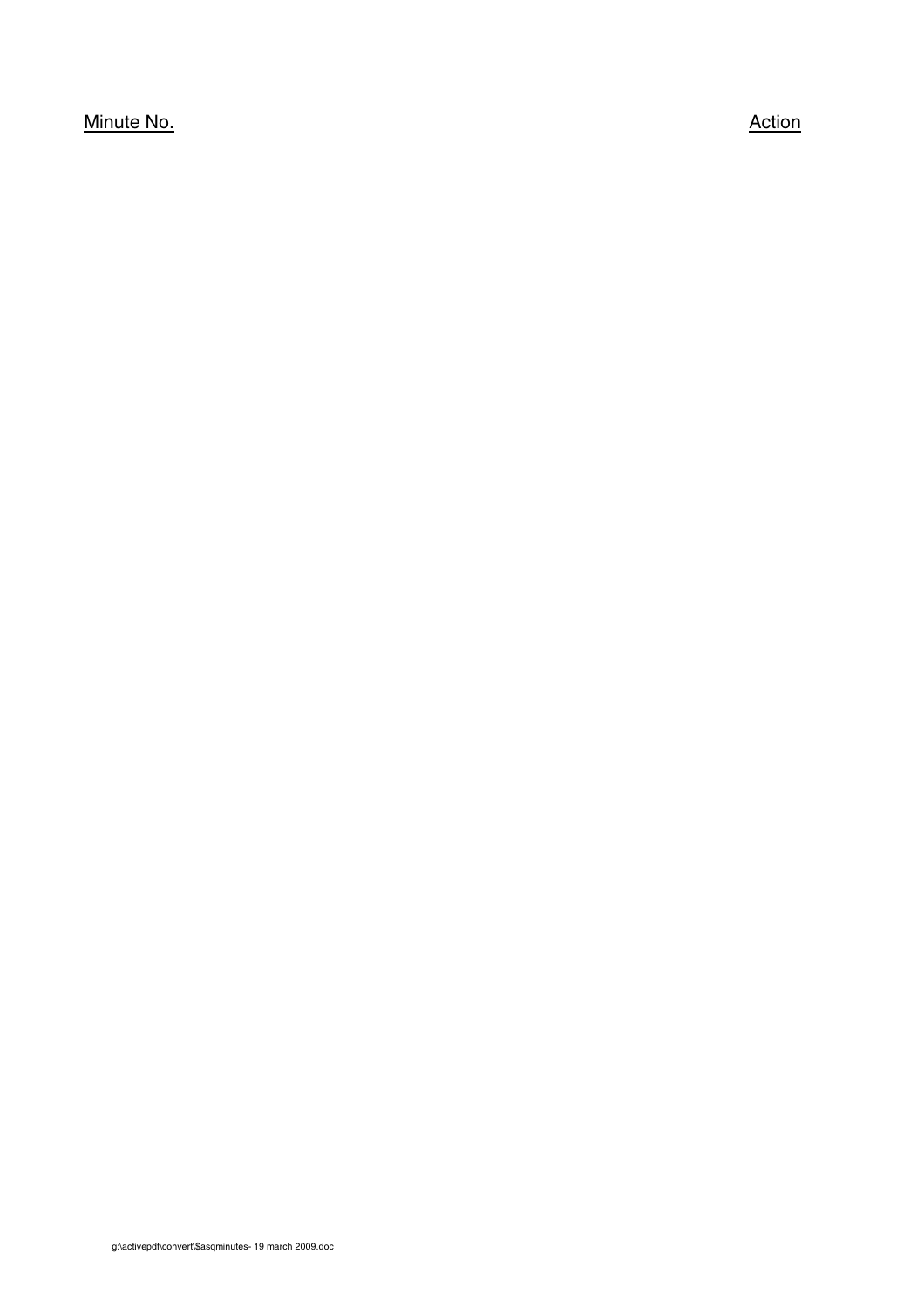Minute No. Action